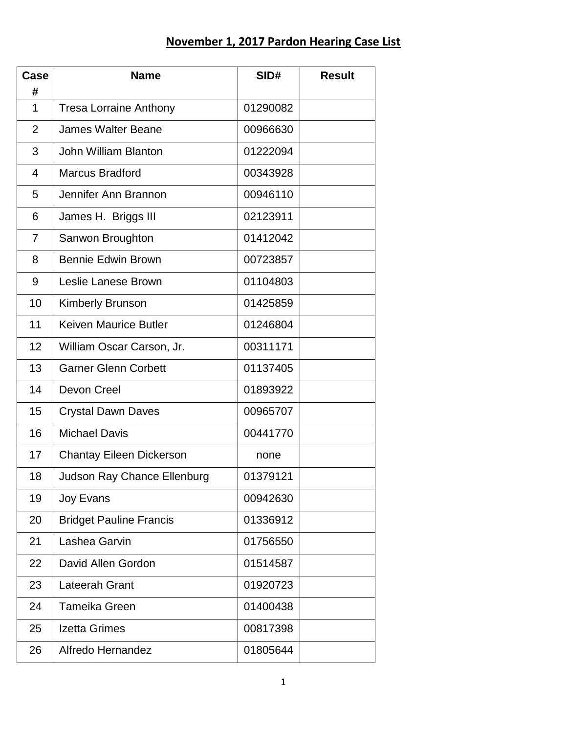# November 1, 2017 Pardon Hearing Case List

| Case # | Name | SID# | Result |
|---|---|---|---|
| 1 | Tresa Lorraine Anthony | 01290082 | |
| 2 | James Walter Beane | 00966630 | |
| 3 | John William Blanton | 01222094 | |
| 4 | Marcus Bradford | 00343928 | |
| 5 | Jennifer Ann Brannon | 00946110 | |
| 6 | James H. Briggs III | 02123911 | |
| 7 | Sanwon Broughton | 01412042 | |
| 8 | Bennie Edwin Brown | 00723857 | |
| 9 | Leslie Lanese Brown | 01104803 | |
| 10 | Kimberly Brunson | 01425859 | |
| 11 | Keiven Maurice Butler | 01246804 | |
| 12 | William Oscar Carson, Jr. | 00311171 | |
| 13 | Garner Glenn Corbett | 01137405 | |
| 14 | Devon Creel | 01893922 | |
| 15 | Crystal Dawn Daves | 00965707 | |
| 16 | Michael Davis | 00441770 | |
| 17 | Chantay Eileen Dickerson | none | |
| 18 | Judson Ray Chance Ellenburg | 01379121 | |
| 19 | Joy Evans | 00942630 | |
| 20 | Bridget Pauline Francis | 01336912 | |
| 21 | Lashea Garvin | 01756550 | |
| 22 | David Allen Gordon | 01514587 | |
| 23 | Lateerah Grant | 01920723 | |
| 24 | Tameika Green | 01400438 | |
| 25 | Izetta Grimes | 00817398 | |
| 26 | Alfredo Hernandez | 01805644 | |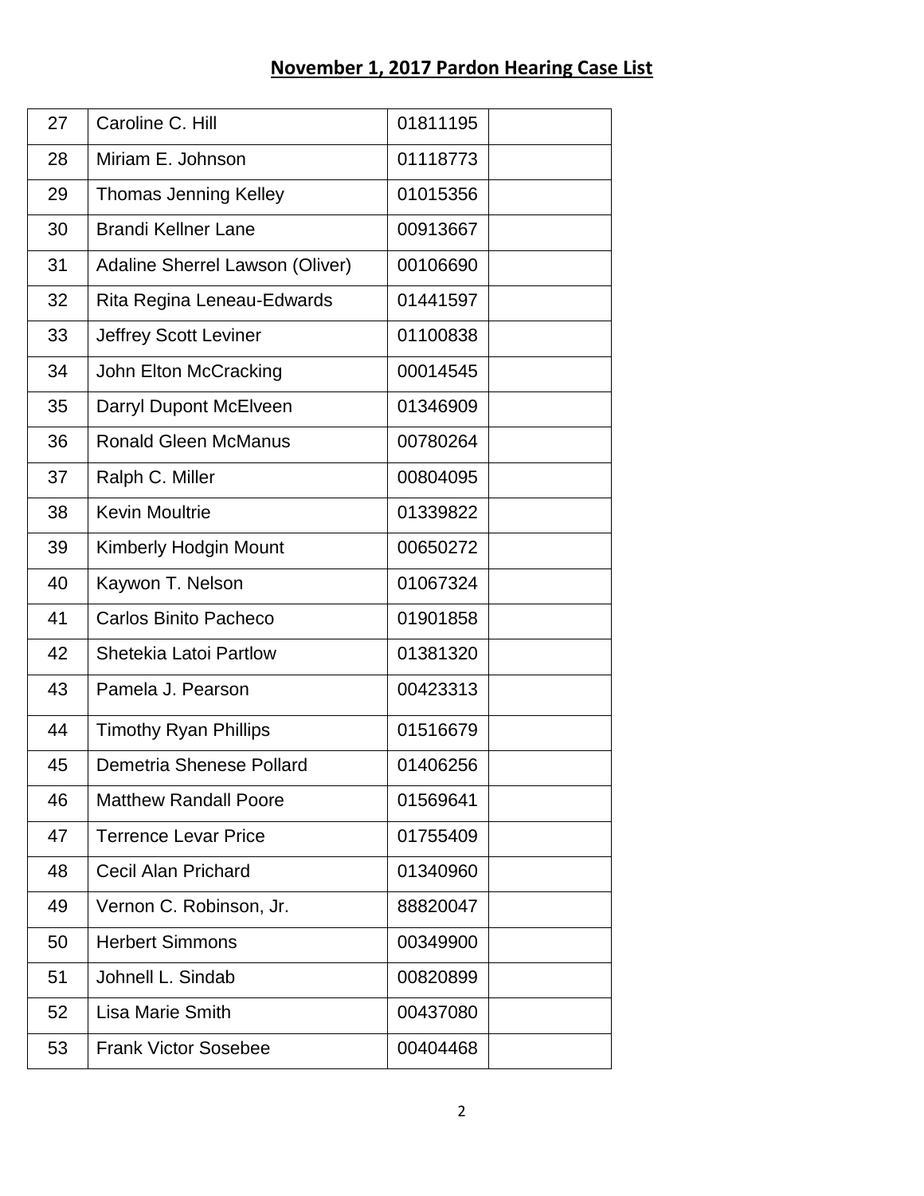## November 1, 2017 Pardon Hearing Case List

| | | | |
|---|---|---|---|
| 27 | Caroline C. Hill | 01811195 | |
| 28 | Miriam E. Johnson | 01118773 | |
| 29 | Thomas Jenning Kelley | 01015356 | |
| 30 | Brandi Kellner Lane | 00913667 | |
| 31 | Adaline Sherrel Lawson (Oliver) | 00106690 | |
| 32 | Rita Regina Leneau-Edwards | 01441597 | |
| 33 | Jeffrey Scott Leviner | 01100838 | |
| 34 | John Elton McCracking | 00014545 | |
| 35 | Darryl Dupont McElveen | 01346909 | |
| 36 | Ronald Gleen McManus | 00780264 | |
| 37 | Ralph C. Miller | 00804095 | |
| 38 | Kevin Moultrie | 01339822 | |
| 39 | Kimberly Hodgin Mount | 00650272 | |
| 40 | Kaywon T. Nelson | 01067324 | |
| 41 | Carlos Binito Pacheco | 01901858 | |
| 42 | Shetekia Latoi Partlow | 01381320 | |
| 43 | Pamela J. Pearson | 00423313 | |
| 44 | Timothy Ryan Phillips | 01516679 | |
| 45 | Demetria Shenese Pollard | 01406256 | |
| 46 | Matthew Randall Poore | 01569641 | |
| 47 | Terrence Levar Price | 01755409 | |
| 48 | Cecil Alan Prichard | 01340960 | |
| 49 | Vernon C. Robinson, Jr. | 88820047 | |
| 50 | Herbert Simmons | 00349900 | |
| 51 | Johnell L. Sindab | 00820899 | |
| 52 | Lisa Marie Smith | 00437080 | |
| 53 | Frank Victor Sosebee | 00404468 | |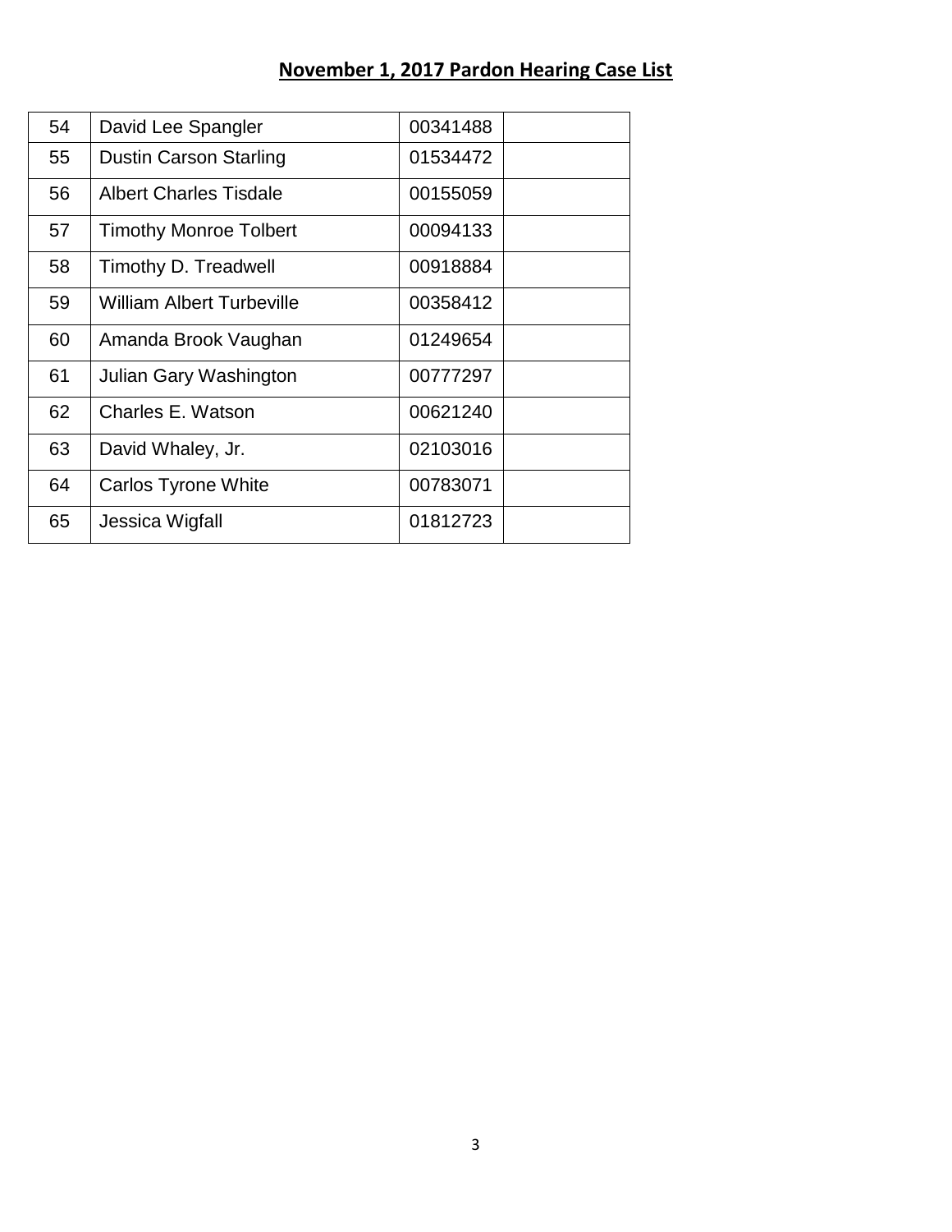**November 1, 2017 Pardon Hearing Case List**

| | | | |
|---|---|---|---|
| 54 | David Lee Spangler | 00341488 | |
| 55 | Dustin Carson Starling | 01534472 | |
| 56 | Albert Charles Tisdale | 00155059 | |
| 57 | Timothy Monroe Tolbert | 00094133 | |
| 58 | Timothy D. Treadwell | 00918884 | |
| 59 | William Albert Turbeville | 00358412 | |
| 60 | Amanda Brook Vaughan | 01249654 | |
| 61 | Julian Gary Washington | 00777297 | |
| 62 | Charles E. Watson | 00621240 | |
| 63 | David Whaley, Jr. | 02103016 | |
| 64 | Carlos Tyrone White | 00783071 | |
| 65 | Jessica Wigfall | 01812723 | |